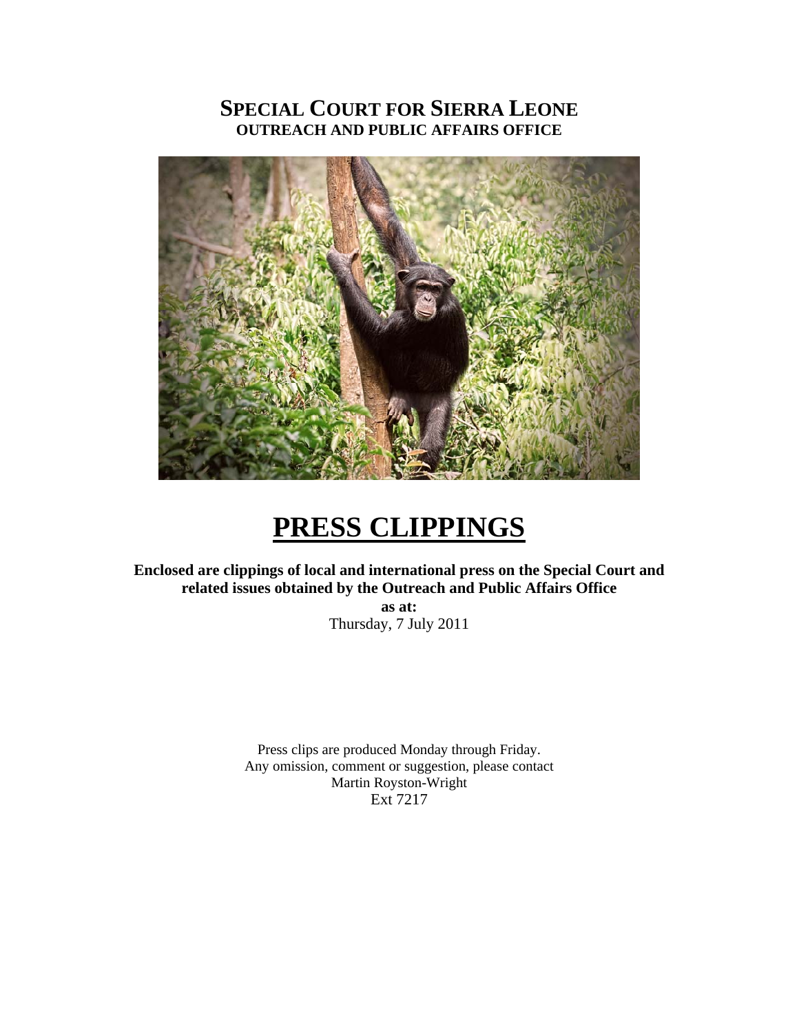# SPECIAL COURT FOR SIERRA LEONE
## OUTREACH AND PUBLIC AFFAIRS OFFICE

# PRESS CLIPPINGS

**Enclosed are clippings of local and international press on the Special Court and related issues obtained by the Outreach and Public Affairs Office**

**as at:**

Thursday, 7 July 2011

Press clips are produced Monday through Friday.
Any omission, comment or suggestion, please contact
Martin Royston-Wright
Ext 7217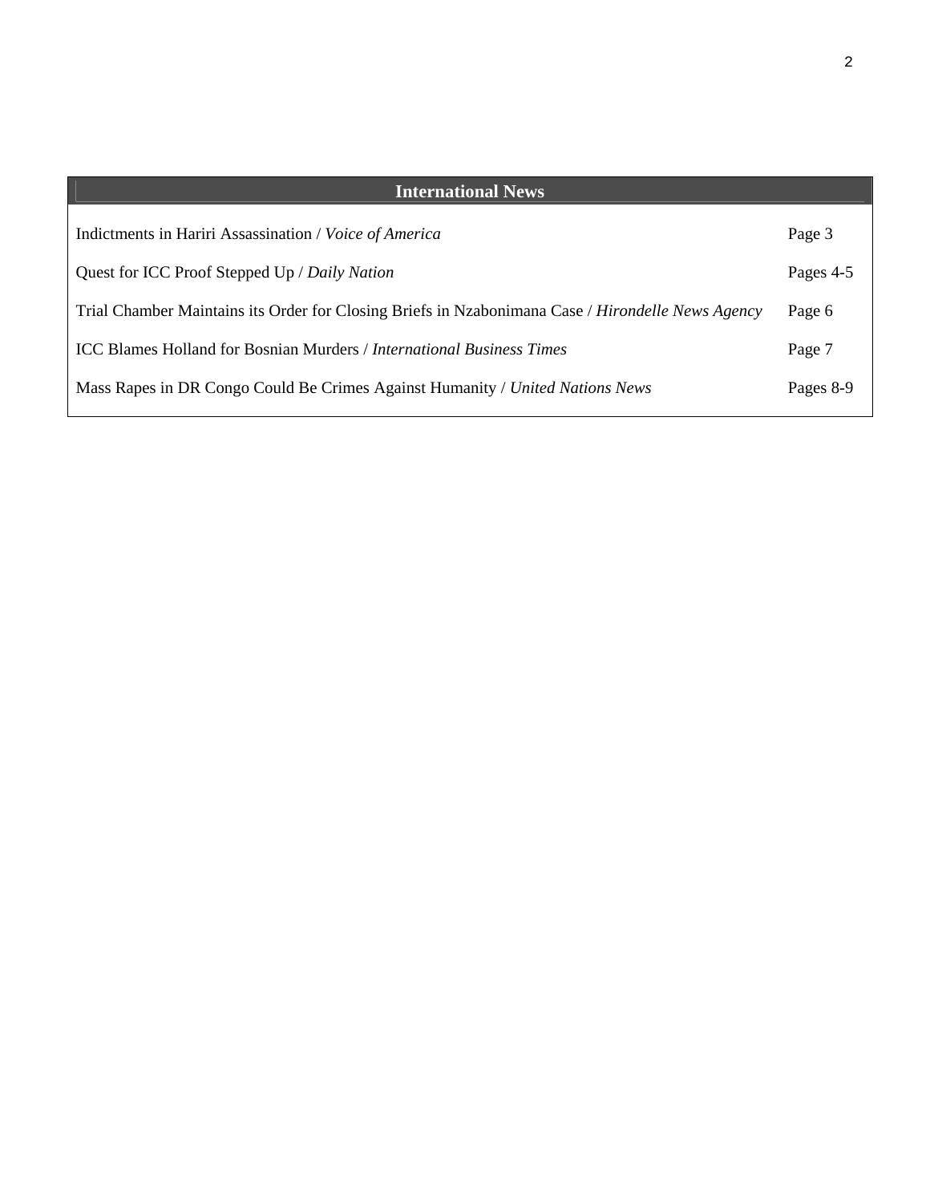| International News | |
|---|---|
| Indictments in Hariri Assassination / *Voice of America* | Page 3 |
| Quest for ICC Proof Stepped Up / *Daily Nation* | Pages 4-5 |
| Trial Chamber Maintains its Order for Closing Briefs in Nzabonimana Case / *Hirondelle News Agency* | Page 6 |
| ICC Blames Holland for Bosnian Murders / *International Business Times* | Page 7 |
| Mass Rapes in DR Congo Could Be Crimes Against Humanity / *United Nations News* | Pages 8-9 |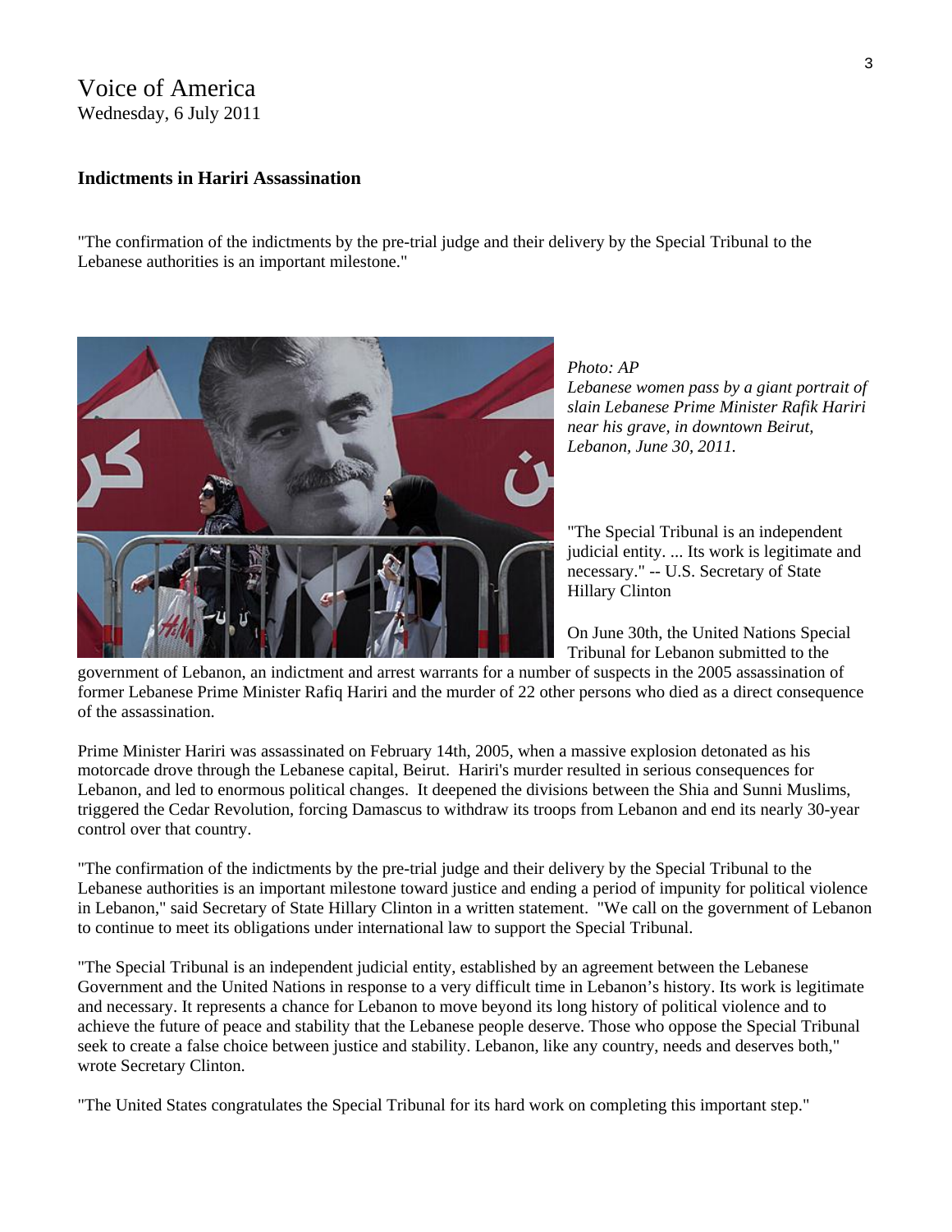Voice of America
Wednesday, 6 July 2011

**Indictments in Hariri Assassination**

"The confirmation of the indictments by the pre-trial judge and their delivery by the Special Tribunal to the Lebanese authorities is an important milestone."

*Photo: AP*
*Lebanese women pass by a giant portrait of slain Lebanese Prime Minister Rafik Hariri near his grave, in downtown Beirut, Lebanon, June 30, 2011.*

"The Special Tribunal is an independent judicial entity. ... Its work is legitimate and necessary." -- U.S. Secretary of State Hillary Clinton

On June 30th, the United Nations Special Tribunal for Lebanon submitted to the government of Lebanon, an indictment and arrest warrants for a number of suspects in the 2005 assassination of former Lebanese Prime Minister Rafiq Hariri and the murder of 22 other persons who died as a direct consequence of the assassination.

Prime Minister Hariri was assassinated on February 14th, 2005, when a massive explosion detonated as his motorcade drove through the Lebanese capital, Beirut. Hariri's murder resulted in serious consequences for Lebanon, and led to enormous political changes. It deepened the divisions between the Shia and Sunni Muslims, triggered the Cedar Revolution, forcing Damascus to withdraw its troops from Lebanon and end its nearly 30-year control over that country.

"The confirmation of the indictments by the pre-trial judge and their delivery by the Special Tribunal to the Lebanese authorities is an important milestone toward justice and ending a period of impunity for political violence in Lebanon," said Secretary of State Hillary Clinton in a written statement. "We call on the government of Lebanon to continue to meet its obligations under international law to support the Special Tribunal.

"The Special Tribunal is an independent judicial entity, established by an agreement between the Lebanese Government and the United Nations in response to a very difficult time in Lebanon's history. Its work is legitimate and necessary. It represents a chance for Lebanon to move beyond its long history of political violence and to achieve the future of peace and stability that the Lebanese people deserve. Those who oppose the Special Tribunal seek to create a false choice between justice and stability. Lebanon, like any country, needs and deserves both," wrote Secretary Clinton.

"The United States congratulates the Special Tribunal for its hard work on completing this important step."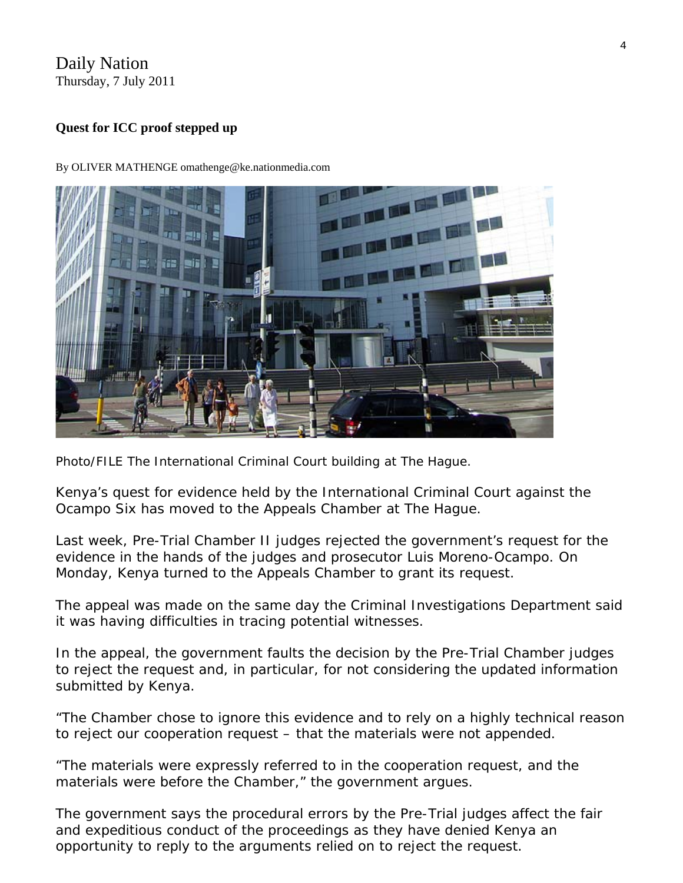Daily Nation
Thursday, 7 July 2011

**Quest for ICC proof stepped up**

By OLIVER MATHENGE omathenge@ke.nationmedia.com

Photo/FILE The International Criminal Court building at The Hague.

Kenya's quest for evidence held by the International Criminal Court against the Ocampo Six has moved to the Appeals Chamber at The Hague.

Last week, Pre-Trial Chamber II judges rejected the government's request for the evidence in the hands of the judges and prosecutor Luis Moreno-Ocampo. On Monday, Kenya turned to the Appeals Chamber to grant its request.

The appeal was made on the same day the Criminal Investigations Department said it was having difficulties in tracing potential witnesses.

In the appeal, the government faults the decision by the Pre-Trial Chamber judges to reject the request and, in particular, for not considering the updated information submitted by Kenya.

"The Chamber chose to ignore this evidence and to rely on a highly technical reason to reject our cooperation request – that the materials were not appended.

"The materials were expressly referred to in the cooperation request, and the materials were before the Chamber," the government argues.

The government says the procedural errors by the Pre-Trial judges affect the fair and expeditious conduct of the proceedings as they have denied Kenya an opportunity to reply to the arguments relied on to reject the request.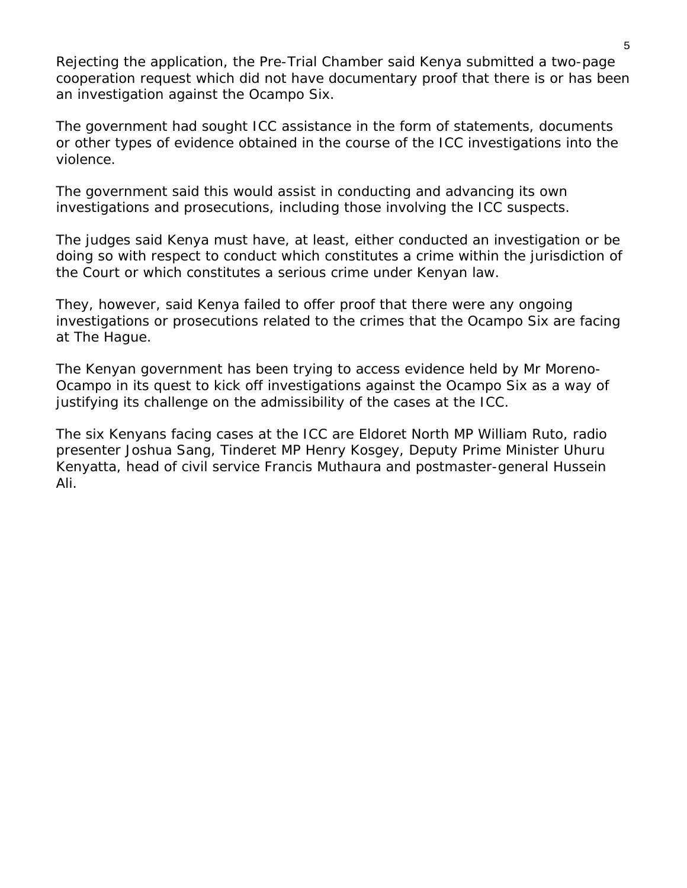Rejecting the application, the Pre-Trial Chamber said Kenya submitted a two-page cooperation request which did not have documentary proof that there is or has been an investigation against the Ocampo Six.

The government had sought ICC assistance in the form of statements, documents or other types of evidence obtained in the course of the ICC investigations into the violence.

The government said this would assist in conducting and advancing its own investigations and prosecutions, including those involving the ICC suspects.

The judges said Kenya must have, at least, either conducted an investigation or be doing so with respect to conduct which constitutes a crime within the jurisdiction of the Court or which constitutes a serious crime under Kenyan law.

They, however, said Kenya failed to offer proof that there were any ongoing investigations or prosecutions related to the crimes that the Ocampo Six are facing at The Hague.

The Kenyan government has been trying to access evidence held by Mr Moreno-Ocampo in its quest to kick off investigations against the Ocampo Six as a way of justifying its challenge on the admissibility of the cases at the ICC.

The six Kenyans facing cases at the ICC are Eldoret North MP William Ruto, radio presenter Joshua Sang, Tinderet MP Henry Kosgey, Deputy Prime Minister Uhuru Kenyatta, head of civil service Francis Muthaura and postmaster-general Hussein Ali.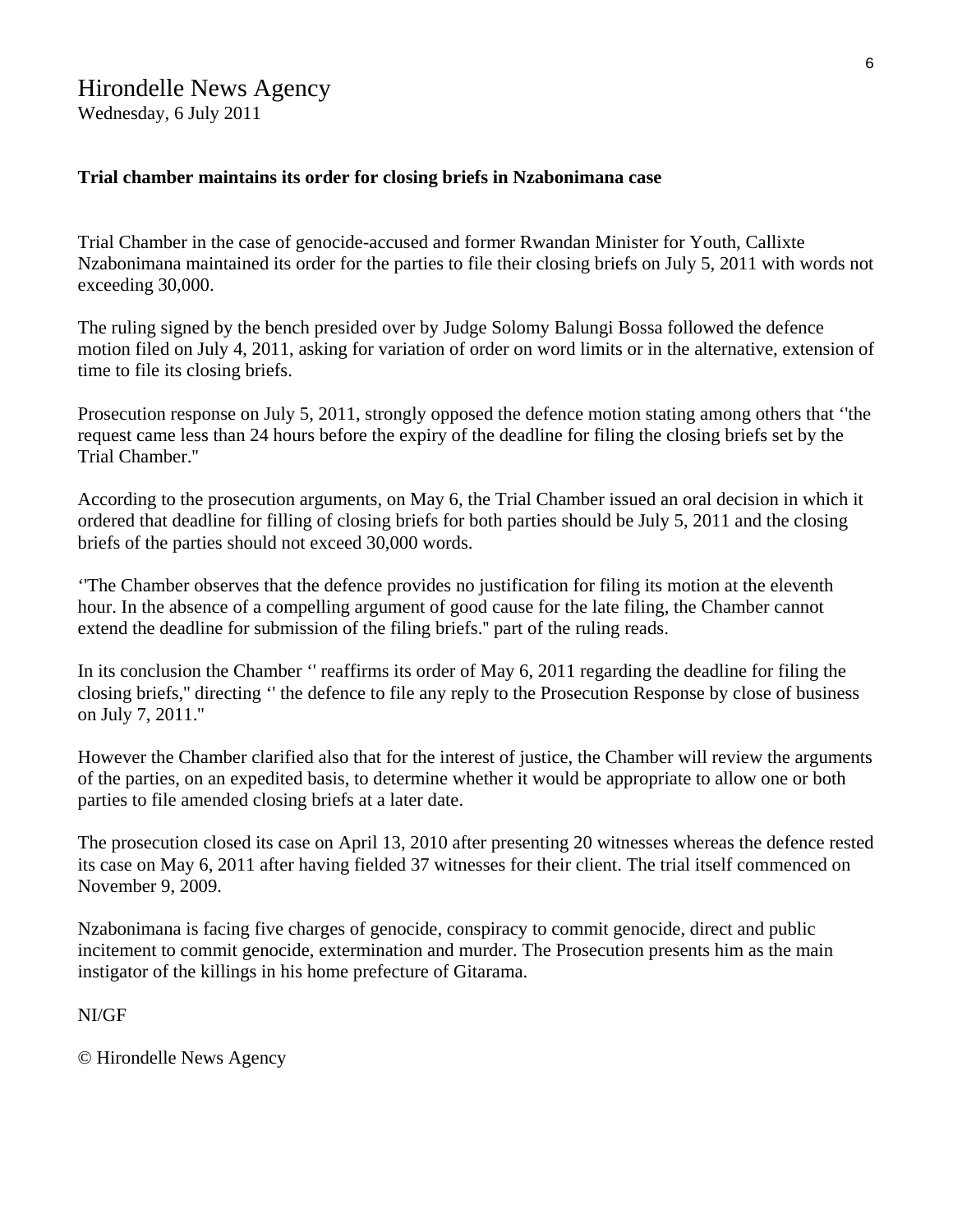Hirondelle News Agency
Wednesday, 6 July 2011

**Trial chamber maintains its order for closing briefs in Nzabonimana case**

Trial Chamber in the case of genocide-accused and former Rwandan Minister for Youth, Callixte Nzabonimana maintained its order for the parties to file their closing briefs on July 5, 2011 with words not exceeding 30,000.

The ruling signed by the bench presided over by Judge Solomy Balungi Bossa followed the defence motion filed on July 4, 2011, asking for variation of order on word limits or in the alternative, extension of time to file its closing briefs.

Prosecution response on July 5, 2011, strongly opposed the defence motion stating among others that ''the request came less than 24 hours before the expiry of the deadline for filing the closing briefs set by the Trial Chamber."

According to the prosecution arguments, on May 6, the Trial Chamber issued an oral decision in which it ordered that deadline for filling of closing briefs for both parties should be July 5, 2011 and the closing briefs of the parties should not exceed 30,000 words.

''The Chamber observes that the defence provides no justification for filing its motion at the eleventh hour. In the absence of a compelling argument of good cause for the late filing, the Chamber cannot extend the deadline for submission of the filing briefs." part of the ruling reads.

In its conclusion the Chamber '' reaffirms its order of May 6, 2011 regarding the deadline for filing the closing briefs," directing '' the defence to file any reply to the Prosecution Response by close of business on July 7, 2011."

However the Chamber clarified also that for the interest of justice, the Chamber will review the arguments of the parties, on an expedited basis, to determine whether it would be appropriate to allow one or both parties to file amended closing briefs at a later date.

The prosecution closed its case on April 13, 2010 after presenting 20 witnesses whereas the defence rested its case on May 6, 2011 after having fielded 37 witnesses for their client. The trial itself commenced on November 9, 2009.

Nzabonimana is facing five charges of genocide, conspiracy to commit genocide, direct and public incitement to commit genocide, extermination and murder. The Prosecution presents him as the main instigator of the killings in his home prefecture of Gitarama.

NI/GF

© Hirondelle News Agency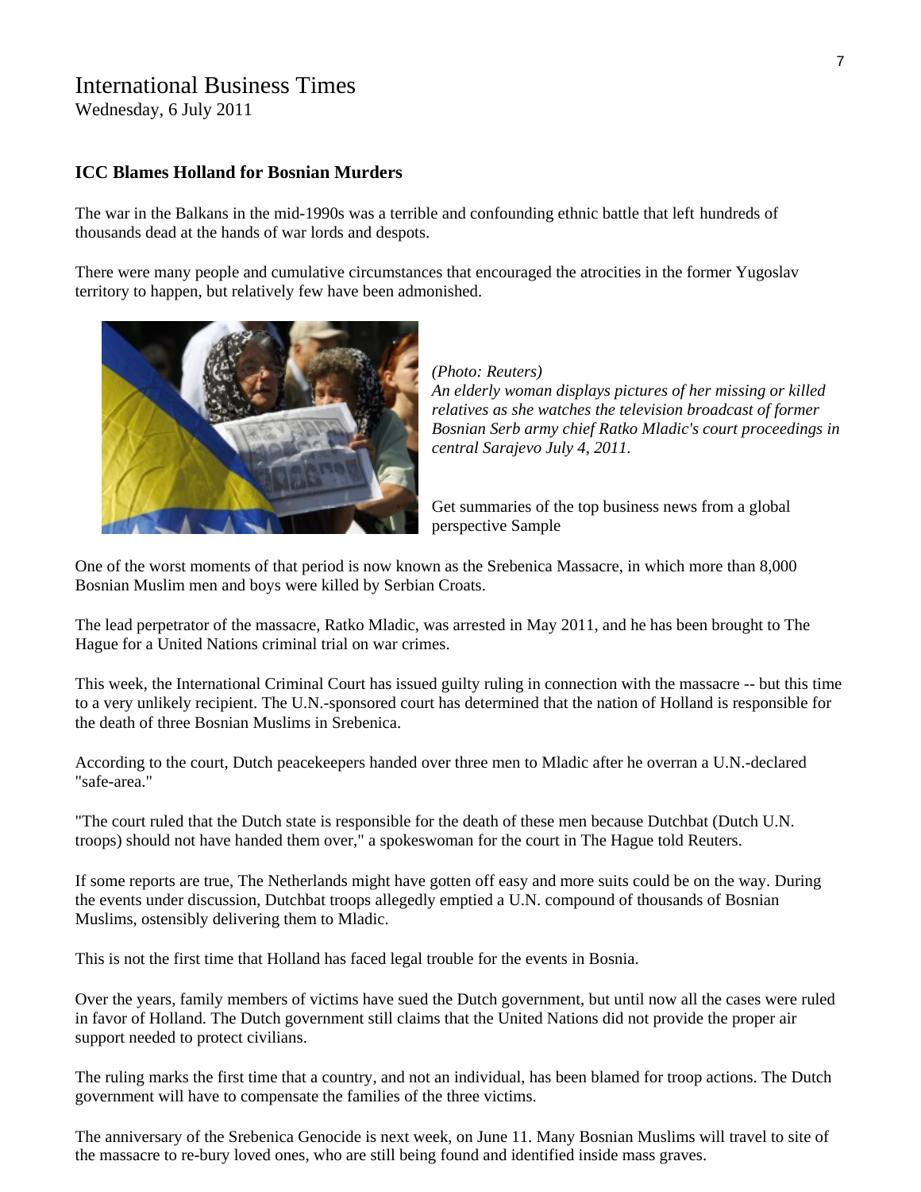International Business Times
Wednesday, 6 July 2011

### ICC Blames Holland for Bosnian Murders

The war in the Balkans in the mid-1990s was a terrible and confounding ethnic battle that left hundreds of thousands dead at the hands of war lords and despots.

There were many people and cumulative circumstances that encouraged the atrocities in the former Yugoslav territory to happen, but relatively few have been admonished.

*(Photo: Reuters)*
*An elderly woman displays pictures of her missing or killed relatives as she watches the television broadcast of former Bosnian Serb army chief Ratko Mladic's court proceedings in central Sarajevo July 4, 2011.*

Get summaries of the top business news from a global perspective Sample

One of the worst moments of that period is now known as the Srebenica Massacre, in which more than 8,000 Bosnian Muslim men and boys were killed by Serbian Croats.

The lead perpetrator of the massacre, Ratko Mladic, was arrested in May 2011, and he has been brought to The Hague for a United Nations criminal trial on war crimes.

This week, the International Criminal Court has issued guilty ruling in connection with the massacre -- but this time to a very unlikely recipient. The U.N.-sponsored court has determined that the nation of Holland is responsible for the death of three Bosnian Muslims in Srebenica.

According to the court, Dutch peacekeepers handed over three men to Mladic after he overran a U.N.-declared "safe-area."

"The court ruled that the Dutch state is responsible for the death of these men because Dutchbat (Dutch U.N. troops) should not have handed them over," a spokeswoman for the court in The Hague told Reuters.

If some reports are true, The Netherlands might have gotten off easy and more suits could be on the way. During the events under discussion, Dutchbat troops allegedly emptied a U.N. compound of thousands of Bosnian Muslims, ostensibly delivering them to Mladic.

This is not the first time that Holland has faced legal trouble for the events in Bosnia.

Over the years, family members of victims have sued the Dutch government, but until now all the cases were ruled in favor of Holland. The Dutch government still claims that the United Nations did not provide the proper air support needed to protect civilians.

The ruling marks the first time that a country, and not an individual, has been blamed for troop actions. The Dutch government will have to compensate the families of the three victims.

The anniversary of the Srebenica Genocide is next week, on June 11. Many Bosnian Muslims will travel to site of the massacre to re-bury loved ones, who are still being found and identified inside mass graves.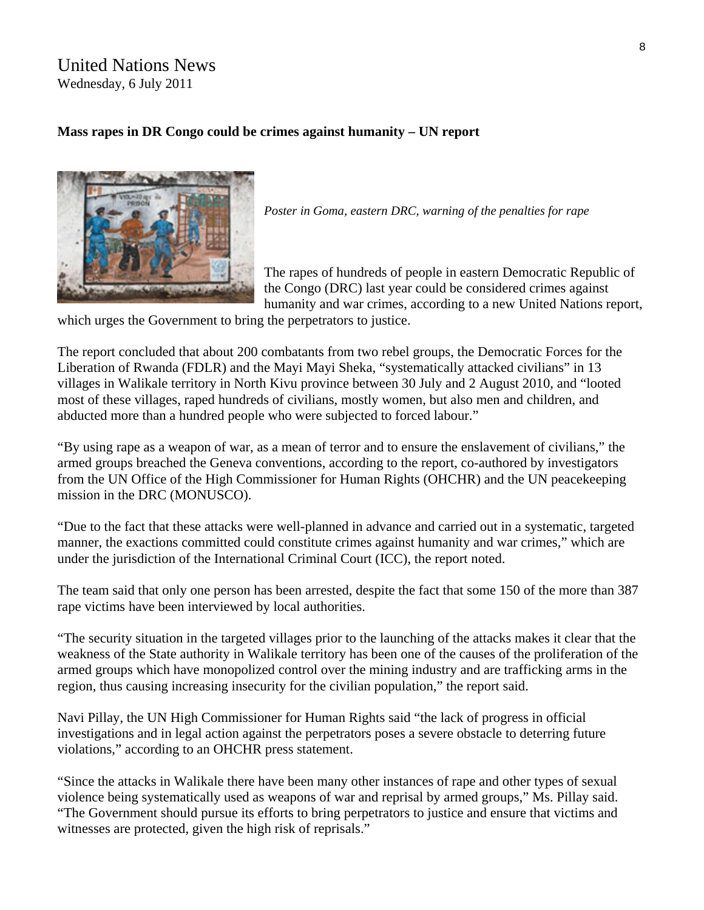# United Nations News

Wednesday, 6 July 2011

**Mass rapes in DR Congo could be crimes against humanity – UN report**

*Poster in Goma, eastern DRC, warning of the penalties for rape*

The rapes of hundreds of people in eastern Democratic Republic of the Congo (DRC) last year could be considered crimes against humanity and war crimes, according to a new United Nations report, which urges the Government to bring the perpetrators to justice.

The report concluded that about 200 combatants from two rebel groups, the Democratic Forces for the Liberation of Rwanda (FDLR) and the Mayi Mayi Sheka, "systematically attacked civilians" in 13 villages in Walikale territory in North Kivu province between 30 July and 2 August 2010, and "looted most of these villages, raped hundreds of civilians, mostly women, but also men and children, and abducted more than a hundred people who were subjected to forced labour."

"By using rape as a weapon of war, as a mean of terror and to ensure the enslavement of civilians," the armed groups breached the Geneva conventions, according to the report, co-authored by investigators from the UN Office of the High Commissioner for Human Rights (OHCHR) and the UN peacekeeping mission in the DRC (MONUSCO).

"Due to the fact that these attacks were well-planned in advance and carried out in a systematic, targeted manner, the exactions committed could constitute crimes against humanity and war crimes," which are under the jurisdiction of the International Criminal Court (ICC), the report noted.

The team said that only one person has been arrested, despite the fact that some 150 of the more than 387 rape victims have been interviewed by local authorities.

"The security situation in the targeted villages prior to the launching of the attacks makes it clear that the weakness of the State authority in Walikale territory has been one of the causes of the proliferation of the armed groups which have monopolized control over the mining industry and are trafficking arms in the region, thus causing increasing insecurity for the civilian population," the report said.

Navi Pillay, the UN High Commissioner for Human Rights said "the lack of progress in official investigations and in legal action against the perpetrators poses a severe obstacle to deterring future violations," according to an OHCHR press statement.

"Since the attacks in Walikale there have been many other instances of rape and other types of sexual violence being systematically used as weapons of war and reprisal by armed groups," Ms. Pillay said. "The Government should pursue its efforts to bring perpetrators to justice and ensure that victims and witnesses are protected, given the high risk of reprisals."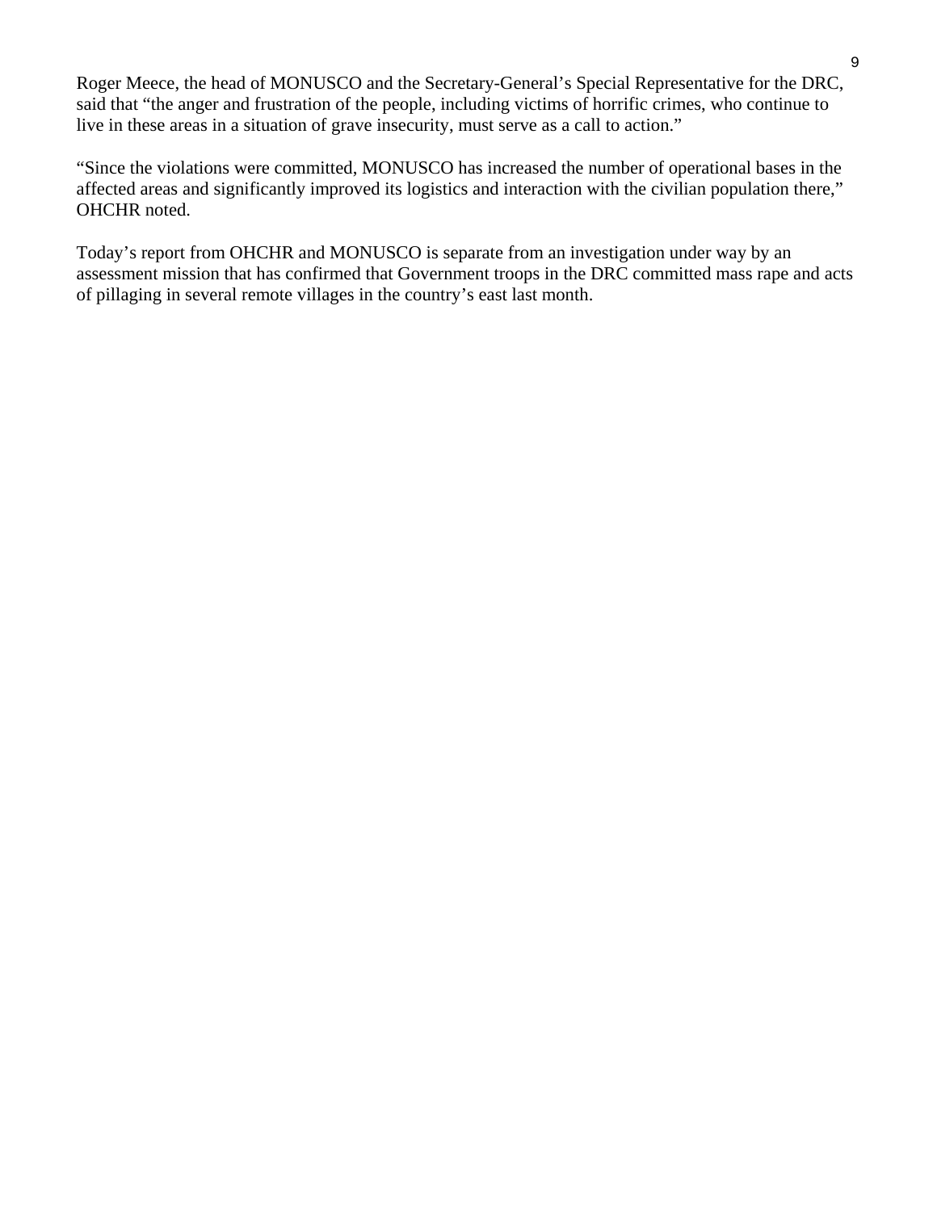Roger Meece, the head of MONUSCO and the Secretary-General's Special Representative for the DRC, said that "the anger and frustration of the people, including victims of horrific crimes, who continue to live in these areas in a situation of grave insecurity, must serve as a call to action."

"Since the violations were committed, MONUSCO has increased the number of operational bases in the affected areas and significantly improved its logistics and interaction with the civilian population there," OHCHR noted.

Today's report from OHCHR and MONUSCO is separate from an investigation under way by an assessment mission that has confirmed that Government troops in the DRC committed mass rape and acts of pillaging in several remote villages in the country's east last month.